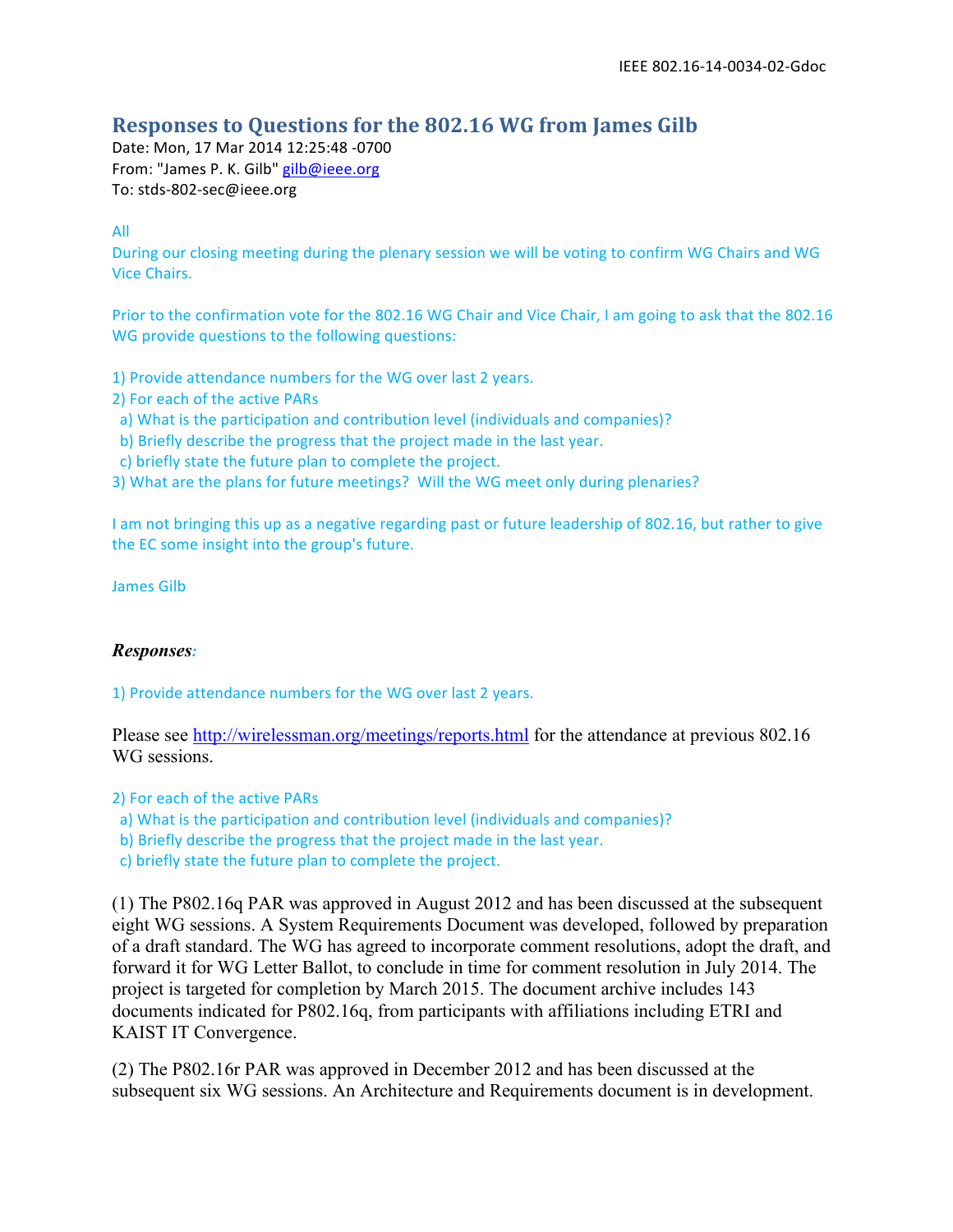# Responses to Questions for the 802.16 WG from James Gilb

Date: Mon, 17 Mar 2014 12:25:48 -0700
From: "James P. K. Gilb" gilb@ieee.org
To: stds-802-sec@ieee.org

All
During our closing meeting during the plenary session we will be voting to confirm WG Chairs and WG Vice Chairs.

Prior to the confirmation vote for the 802.16 WG Chair and Vice Chair, I am going to ask that the 802.16 WG provide questions to the following questions:

1) Provide attendance numbers for the WG over last 2 years.
2) For each of the active PARs
 a) What is the participation and contribution level (individuals and companies)?
 b) Briefly describe the progress that the project made in the last year.
 c) briefly state the future plan to complete the project.
3) What are the plans for future meetings? Will the WG meet only during plenaries?

I am not bringing this up as a negative regarding past or future leadership of 802.16, but rather to give the EC some insight into the group's future.

James Gilb

***Responses:***

1) Provide attendance numbers for the WG over last 2 years.

Please see http://wirelessman.org/meetings/reports.html for the attendance at previous 802.16 WG sessions.

2) For each of the active PARs
 a) What is the participation and contribution level (individuals and companies)?
 b) Briefly describe the progress that the project made in the last year.
 c) briefly state the future plan to complete the project.

(1) The P802.16q PAR was approved in August 2012 and has been discussed at the subsequent eight WG sessions. A System Requirements Document was developed, followed by preparation of a draft standard. The WG has agreed to incorporate comment resolutions, adopt the draft, and forward it for WG Letter Ballot, to conclude in time for comment resolution in July 2014. The project is targeted for completion by March 2015. The document archive includes 143 documents indicated for P802.16q, from participants with affiliations including ETRI and KAIST IT Convergence.

(2) The P802.16r PAR was approved in December 2012 and has been discussed at the subsequent six WG sessions. An Architecture and Requirements document is in development.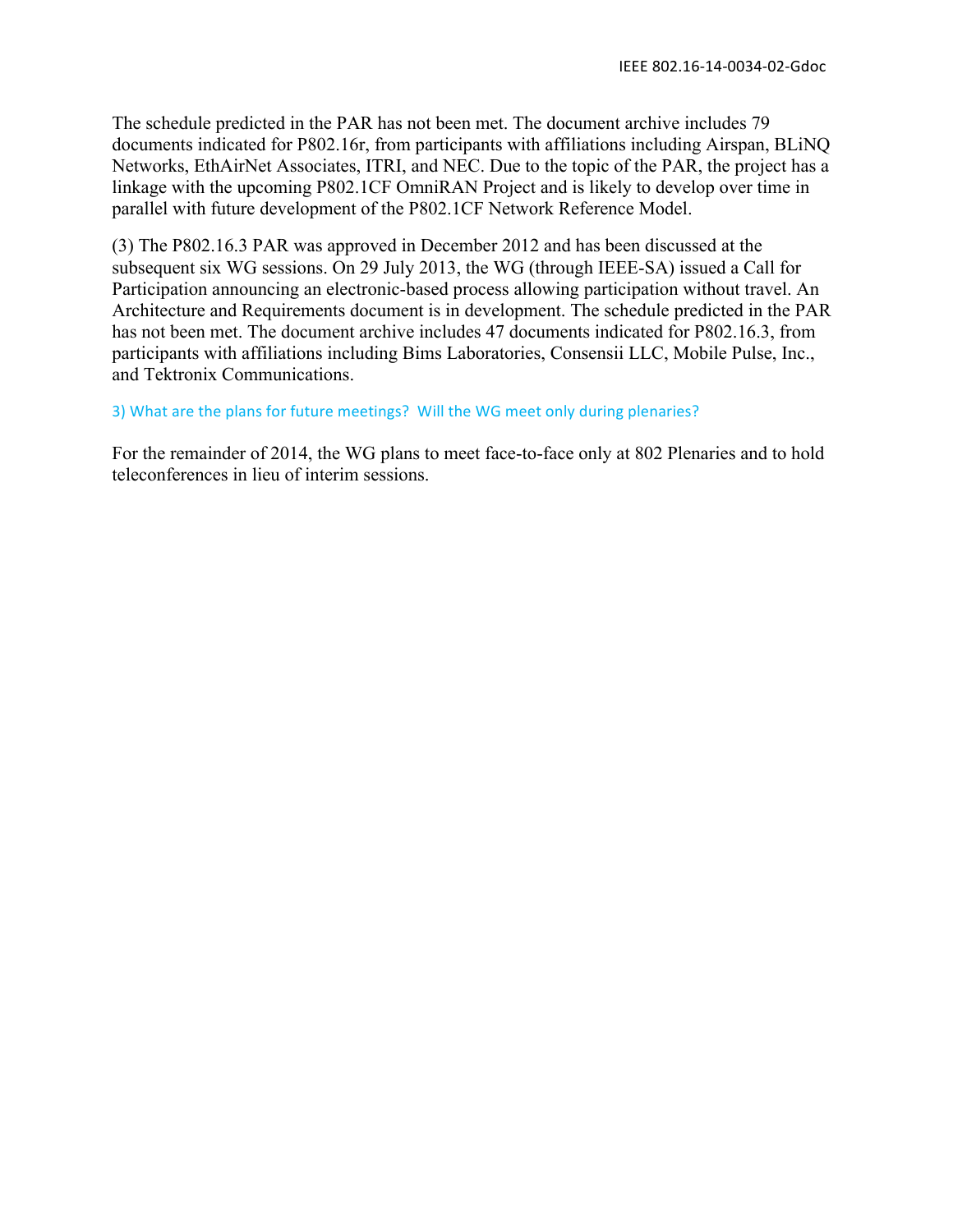The schedule predicted in the PAR has not been met. The document archive includes 79 documents indicated for P802.16r, from participants with affiliations including Airspan, BLiNQ Networks, EthAirNet Associates, ITRI, and NEC. Due to the topic of the PAR, the project has a linkage with the upcoming P802.1CF OmniRAN Project and is likely to develop over time in parallel with future development of the P802.1CF Network Reference Model.

(3) The P802.16.3 PAR was approved in December 2012 and has been discussed at the subsequent six WG sessions. On 29 July 2013, the WG (through IEEE-SA) issued a Call for Participation announcing an electronic-based process allowing participation without travel. An Architecture and Requirements document is in development. The schedule predicted in the PAR has not been met. The document archive includes 47 documents indicated for P802.16.3, from participants with affiliations including Bims Laboratories, Consensii LLC, Mobile Pulse, Inc., and Tektronix Communications.

### 3) What are the plans for future meetings? Will the WG meet only during plenaries?

For the remainder of 2014, the WG plans to meet face-to-face only at 802 Plenaries and to hold teleconferences in lieu of interim sessions.